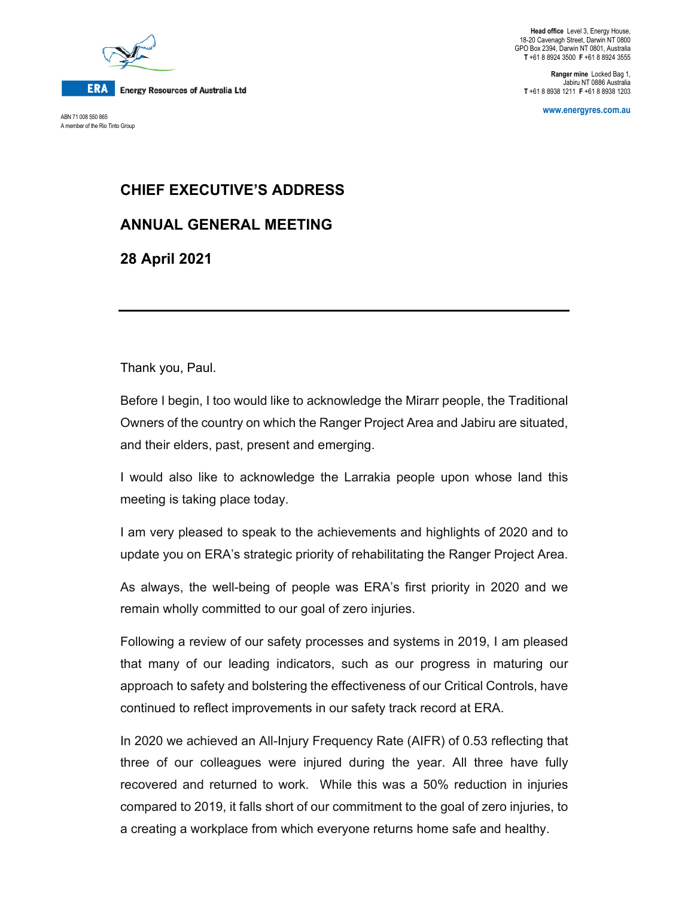Energy Resources of Australia Ltd

ABN 71 008 550 865
A member of the Rio Tinto Group

**Head office** Level 3, Energy House, 18-20 Cavenagh Street, Darwin NT 0800
GPO Box 2394, Darwin NT 0801, Australia
**T** +61 8 8924 3500 **F** +61 8 8924 3555

**Ranger mine** Locked Bag 1, Jabiru NT 0886 Australia
**T** +61 8 8938 1211 **F** +61 8 8938 1203

www.energyres.com.au

# CHIEF EXECUTIVE'S ADDRESS

# ANNUAL GENERAL MEETING

# 28 April 2021

---

Thank you, Paul.

Before I begin, I too would like to acknowledge the Mirarr people, the Traditional Owners of the country on which the Ranger Project Area and Jabiru are situated, and their elders, past, present and emerging.

I would also like to acknowledge the Larrakia people upon whose land this meeting is taking place today.

I am very pleased to speak to the achievements and highlights of 2020 and to update you on ERA's strategic priority of rehabilitating the Ranger Project Area.

As always, the well-being of people was ERA's first priority in 2020 and we remain wholly committed to our goal of zero injuries.

Following a review of our safety processes and systems in 2019, I am pleased that many of our leading indicators, such as our progress in maturing our approach to safety and bolstering the effectiveness of our Critical Controls, have continued to reflect improvements in our safety track record at ERA.

In 2020 we achieved an All-Injury Frequency Rate (AIFR) of 0.53 reflecting that three of our colleagues were injured during the year. All three have fully recovered and returned to work. While this was a 50% reduction in injuries compared to 2019, it falls short of our commitment to the goal of zero injuries, to a creating a workplace from which everyone returns home safe and healthy.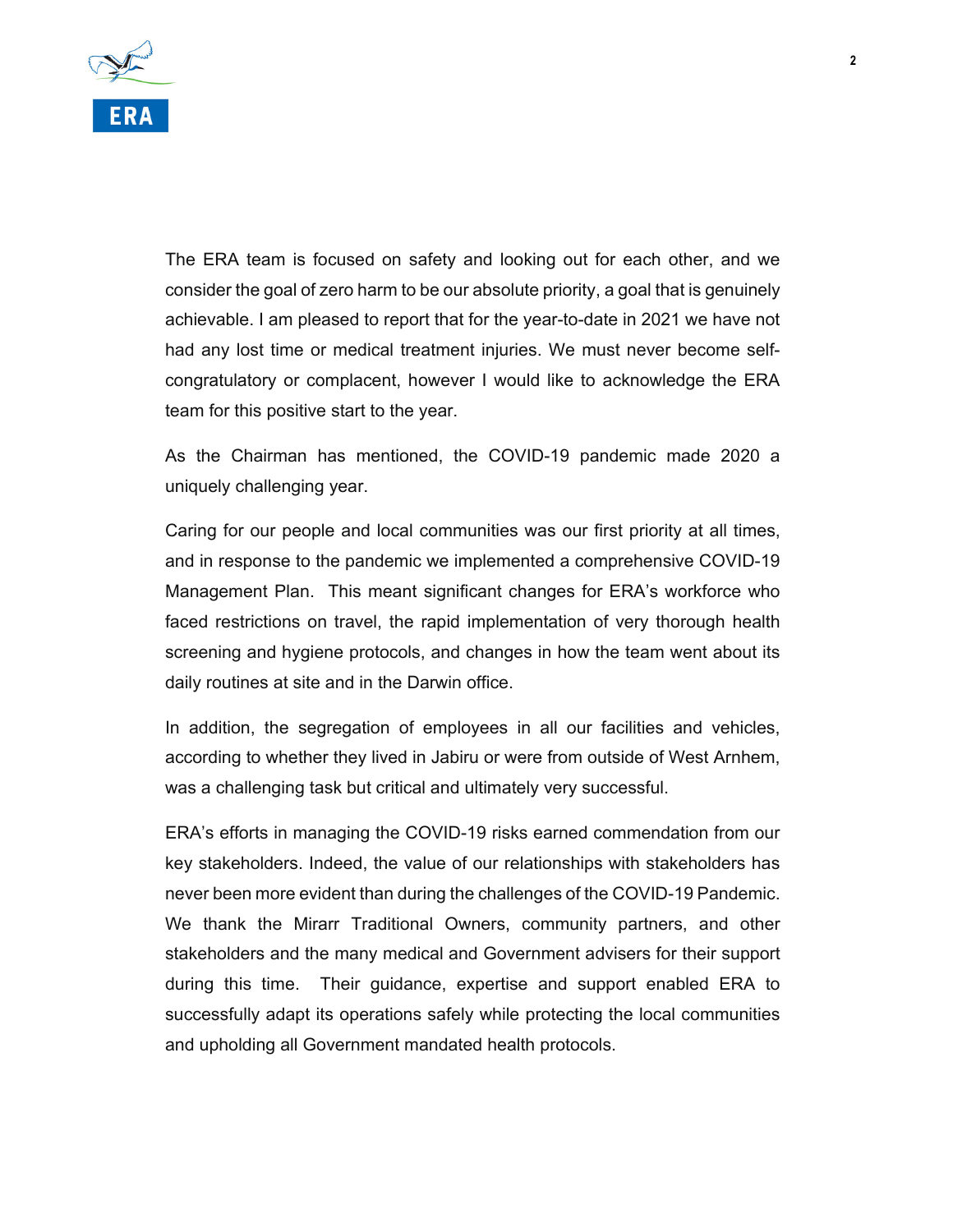The ERA team is focused on safety and looking out for each other, and we consider the goal of zero harm to be our absolute priority, a goal that is genuinely achievable. I am pleased to report that for the year-to-date in 2021 we have not had any lost time or medical treatment injuries. We must never become self-congratulatory or complacent, however I would like to acknowledge the ERA team for this positive start to the year.

As the Chairman has mentioned, the COVID-19 pandemic made 2020 a uniquely challenging year.

Caring for our people and local communities was our first priority at all times, and in response to the pandemic we implemented a comprehensive COVID-19 Management Plan. This meant significant changes for ERA's workforce who faced restrictions on travel, the rapid implementation of very thorough health screening and hygiene protocols, and changes in how the team went about its daily routines at site and in the Darwin office.

In addition, the segregation of employees in all our facilities and vehicles, according to whether they lived in Jabiru or were from outside of West Arnhem, was a challenging task but critical and ultimately very successful.

ERA's efforts in managing the COVID-19 risks earned commendation from our key stakeholders. Indeed, the value of our relationships with stakeholders has never been more evident than during the challenges of the COVID-19 Pandemic. We thank the Mirarr Traditional Owners, community partners, and other stakeholders and the many medical and Government advisers for their support during this time. Their guidance, expertise and support enabled ERA to successfully adapt its operations safely while protecting the local communities and upholding all Government mandated health protocols.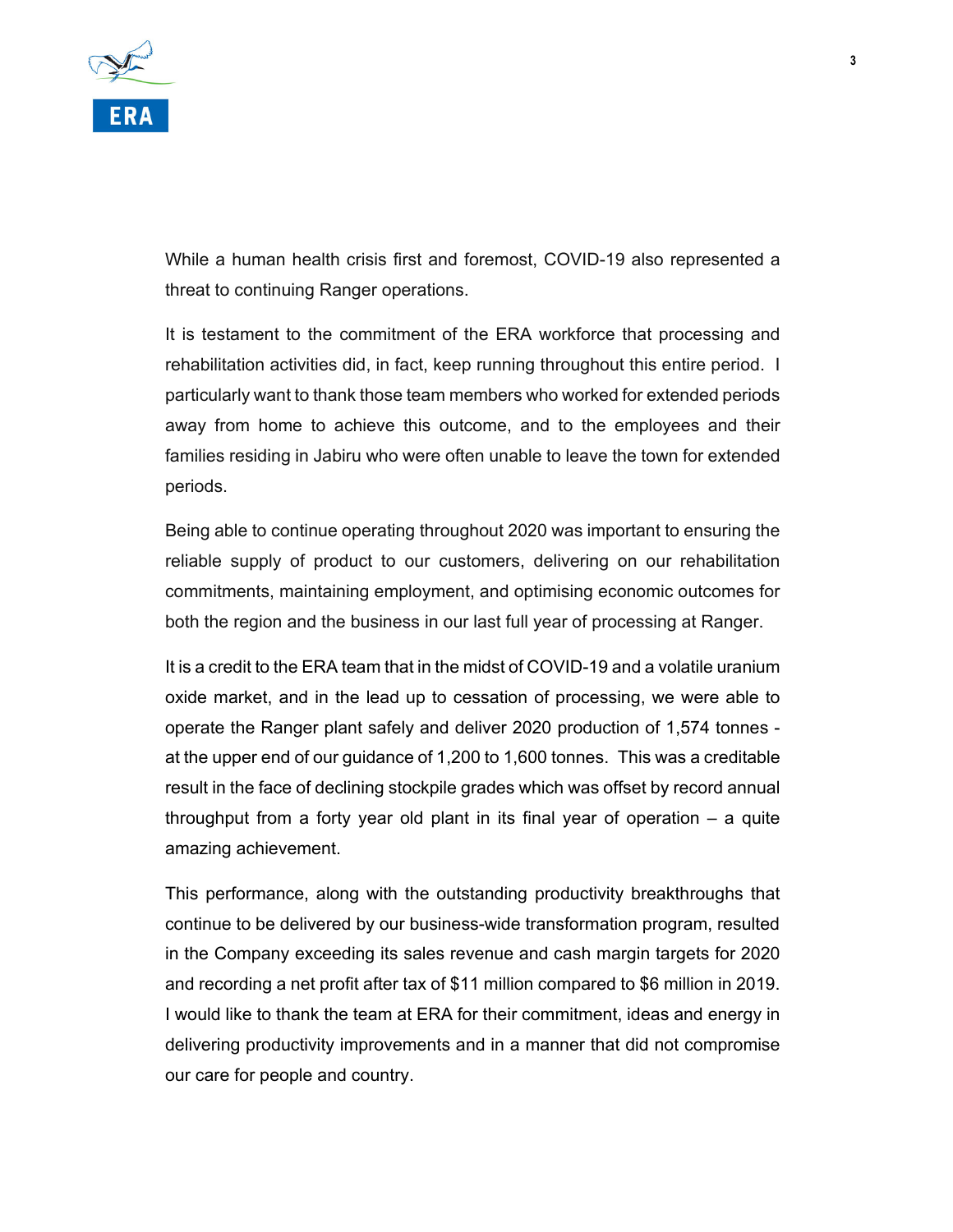While a human health crisis first and foremost, COVID-19 also represented a threat to continuing Ranger operations.

It is testament to the commitment of the ERA workforce that processing and rehabilitation activities did, in fact, keep running throughout this entire period. I particularly want to thank those team members who worked for extended periods away from home to achieve this outcome, and to the employees and their families residing in Jabiru who were often unable to leave the town for extended periods.

Being able to continue operating throughout 2020 was important to ensuring the reliable supply of product to our customers, delivering on our rehabilitation commitments, maintaining employment, and optimising economic outcomes for both the region and the business in our last full year of processing at Ranger.

It is a credit to the ERA team that in the midst of COVID-19 and a volatile uranium oxide market, and in the lead up to cessation of processing, we were able to operate the Ranger plant safely and deliver 2020 production of 1,574 tonnes - at the upper end of our guidance of 1,200 to 1,600 tonnes. This was a creditable result in the face of declining stockpile grades which was offset by record annual throughput from a forty year old plant in its final year of operation – a quite amazing achievement.

This performance, along with the outstanding productivity breakthroughs that continue to be delivered by our business-wide transformation program, resulted in the Company exceeding its sales revenue and cash margin targets for 2020 and recording a net profit after tax of $11 million compared to $6 million in 2019. I would like to thank the team at ERA for their commitment, ideas and energy in delivering productivity improvements and in a manner that did not compromise our care for people and country.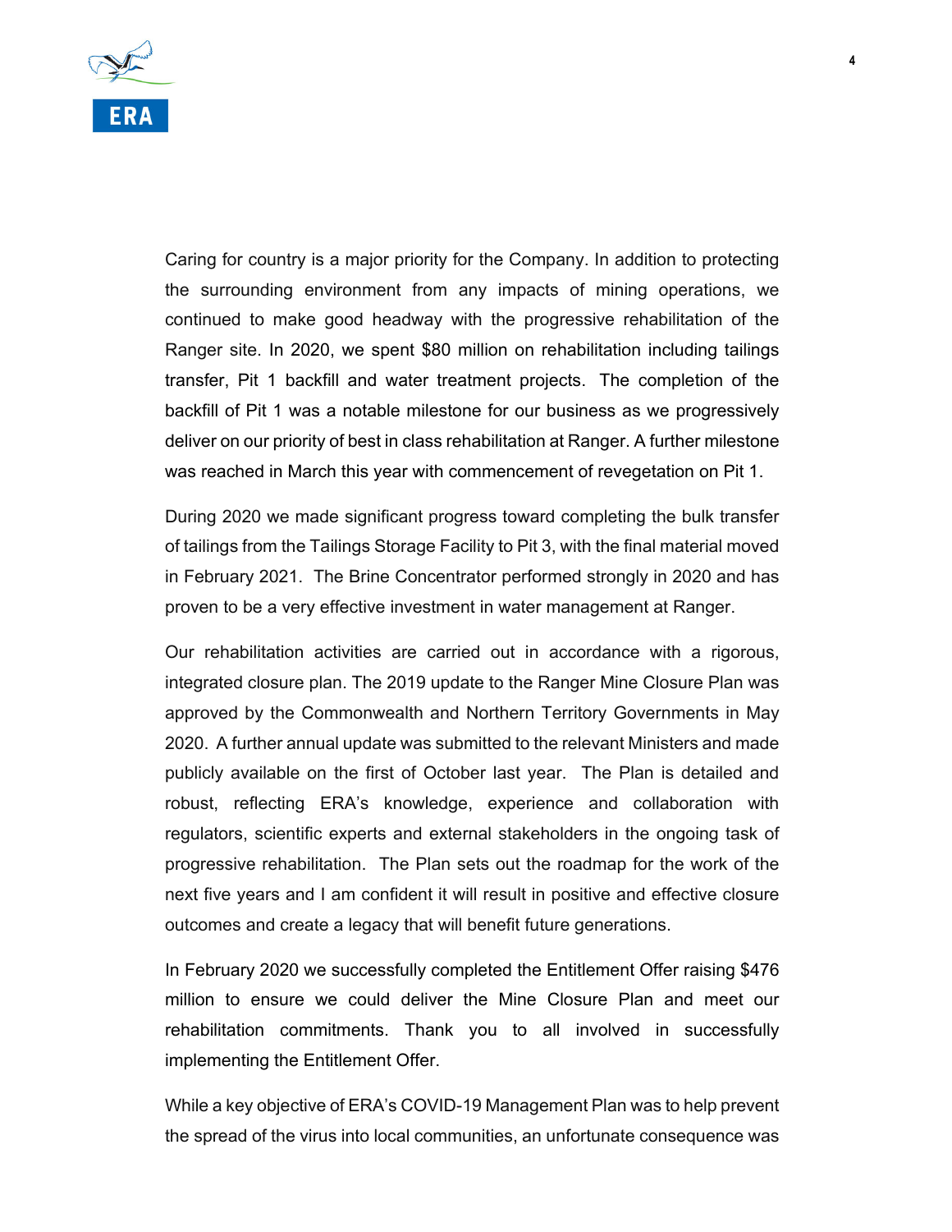Caring for country is a major priority for the Company. In addition to protecting the surrounding environment from any impacts of mining operations, we continued to make good headway with the progressive rehabilitation of the Ranger site. In 2020, we spent $80 million on rehabilitation including tailings transfer, Pit 1 backfill and water treatment projects. The completion of the backfill of Pit 1 was a notable milestone for our business as we progressively deliver on our priority of best in class rehabilitation at Ranger. A further milestone was reached in March this year with commencement of revegetation on Pit 1.

During 2020 we made significant progress toward completing the bulk transfer of tailings from the Tailings Storage Facility to Pit 3, with the final material moved in February 2021. The Brine Concentrator performed strongly in 2020 and has proven to be a very effective investment in water management at Ranger.

Our rehabilitation activities are carried out in accordance with a rigorous, integrated closure plan. The 2019 update to the Ranger Mine Closure Plan was approved by the Commonwealth and Northern Territory Governments in May 2020. A further annual update was submitted to the relevant Ministers and made publicly available on the first of October last year. The Plan is detailed and robust, reflecting ERA's knowledge, experience and collaboration with regulators, scientific experts and external stakeholders in the ongoing task of progressive rehabilitation. The Plan sets out the roadmap for the work of the next five years and I am confident it will result in positive and effective closure outcomes and create a legacy that will benefit future generations.

In February 2020 we successfully completed the Entitlement Offer raising $476 million to ensure we could deliver the Mine Closure Plan and meet our rehabilitation commitments. Thank you to all involved in successfully implementing the Entitlement Offer.

While a key objective of ERA's COVID-19 Management Plan was to help prevent the spread of the virus into local communities, an unfortunate consequence was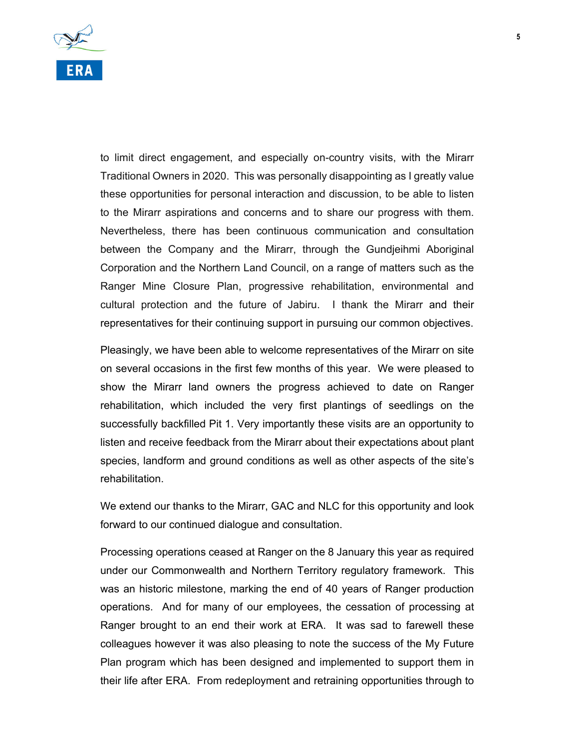to limit direct engagement, and especially on-country visits, with the Mirarr Traditional Owners in 2020. This was personally disappointing as I greatly value these opportunities for personal interaction and discussion, to be able to listen to the Mirarr aspirations and concerns and to share our progress with them. Nevertheless, there has been continuous communication and consultation between the Company and the Mirarr, through the Gundjeihmi Aboriginal Corporation and the Northern Land Council, on a range of matters such as the Ranger Mine Closure Plan, progressive rehabilitation, environmental and cultural protection and the future of Jabiru. I thank the Mirarr and their representatives for their continuing support in pursuing our common objectives.

Pleasingly, we have been able to welcome representatives of the Mirarr on site on several occasions in the first few months of this year. We were pleased to show the Mirarr land owners the progress achieved to date on Ranger rehabilitation, which included the very first plantings of seedlings on the successfully backfilled Pit 1. Very importantly these visits are an opportunity to listen and receive feedback from the Mirarr about their expectations about plant species, landform and ground conditions as well as other aspects of the site's rehabilitation.

We extend our thanks to the Mirarr, GAC and NLC for this opportunity and look forward to our continued dialogue and consultation.

Processing operations ceased at Ranger on the 8 January this year as required under our Commonwealth and Northern Territory regulatory framework. This was an historic milestone, marking the end of 40 years of Ranger production operations. And for many of our employees, the cessation of processing at Ranger brought to an end their work at ERA. It was sad to farewell these colleagues however it was also pleasing to note the success of the My Future Plan program which has been designed and implemented to support them in their life after ERA. From redeployment and retraining opportunities through to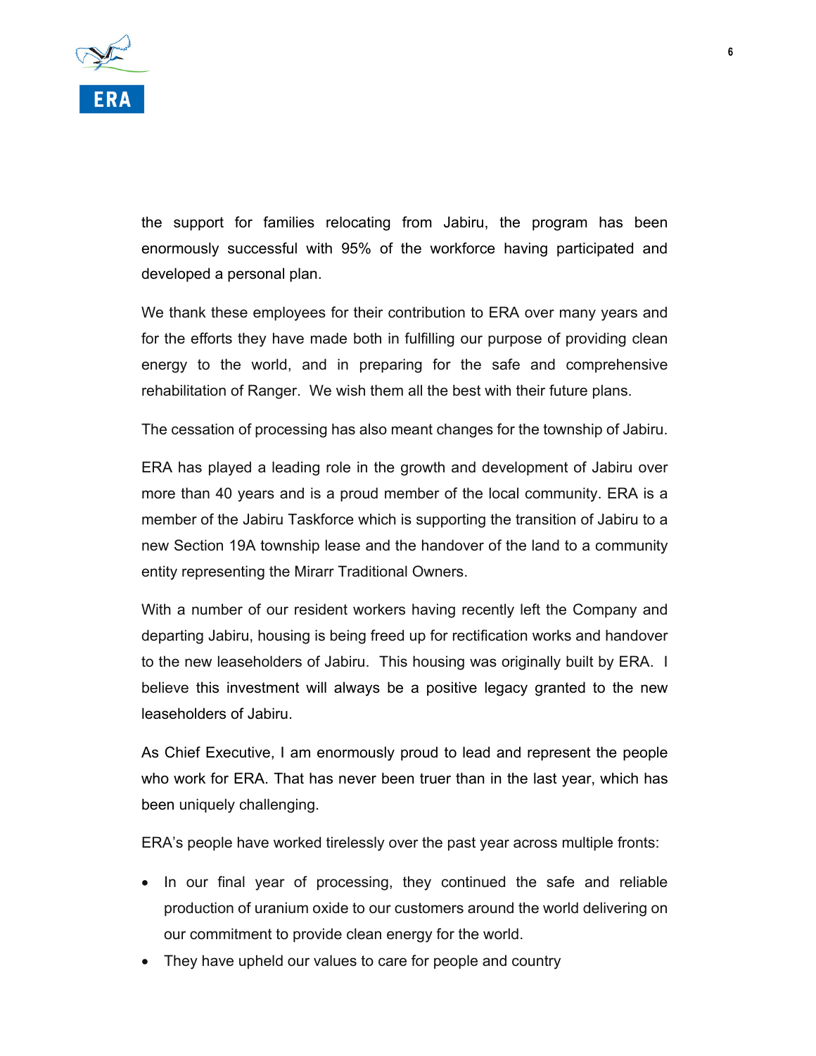the support for families relocating from Jabiru, the program has been enormously successful with 95% of the workforce having participated and developed a personal plan.

We thank these employees for their contribution to ERA over many years and for the efforts they have made both in fulfilling our purpose of providing clean energy to the world, and in preparing for the safe and comprehensive rehabilitation of Ranger. We wish them all the best with their future plans.

The cessation of processing has also meant changes for the township of Jabiru.

ERA has played a leading role in the growth and development of Jabiru over more than 40 years and is a proud member of the local community. ERA is a member of the Jabiru Taskforce which is supporting the transition of Jabiru to a new Section 19A township lease and the handover of the land to a community entity representing the Mirarr Traditional Owners.

With a number of our resident workers having recently left the Company and departing Jabiru, housing is being freed up for rectification works and handover to the new leaseholders of Jabiru. This housing was originally built by ERA. I believe this investment will always be a positive legacy granted to the new leaseholders of Jabiru.

As Chief Executive, I am enormously proud to lead and represent the people who work for ERA. That has never been truer than in the last year, which has been uniquely challenging.

ERA's people have worked tirelessly over the past year across multiple fronts:

- In our final year of processing, they continued the safe and reliable production of uranium oxide to our customers around the world delivering on our commitment to provide clean energy for the world.
- They have upheld our values to care for people and country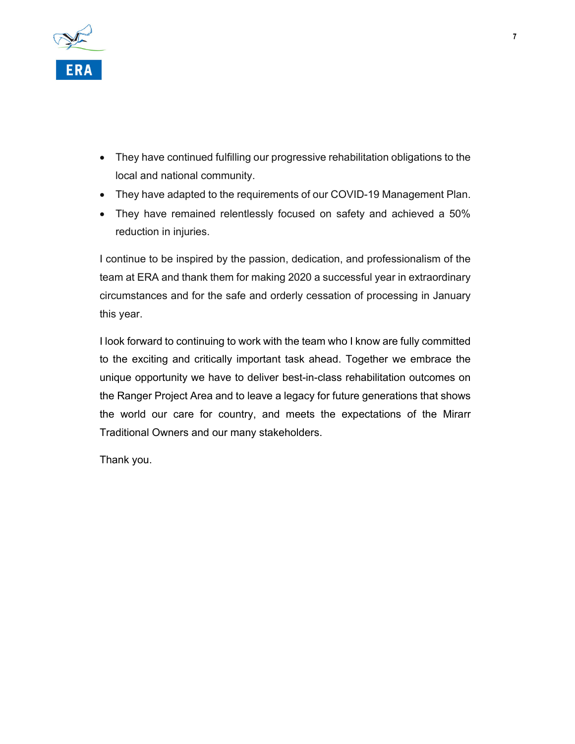- They have continued fulfilling our progressive rehabilitation obligations to the local and national community.
- They have adapted to the requirements of our COVID-19 Management Plan.
- They have remained relentlessly focused on safety and achieved a 50% reduction in injuries.

I continue to be inspired by the passion, dedication, and professionalism of the team at ERA and thank them for making 2020 a successful year in extraordinary circumstances and for the safe and orderly cessation of processing in January this year.

I look forward to continuing to work with the team who I know are fully committed to the exciting and critically important task ahead. Together we embrace the unique opportunity we have to deliver best-in-class rehabilitation outcomes on the Ranger Project Area and to leave a legacy for future generations that shows the world our care for country, and meets the expectations of the Mirarr Traditional Owners and our many stakeholders.

Thank you.